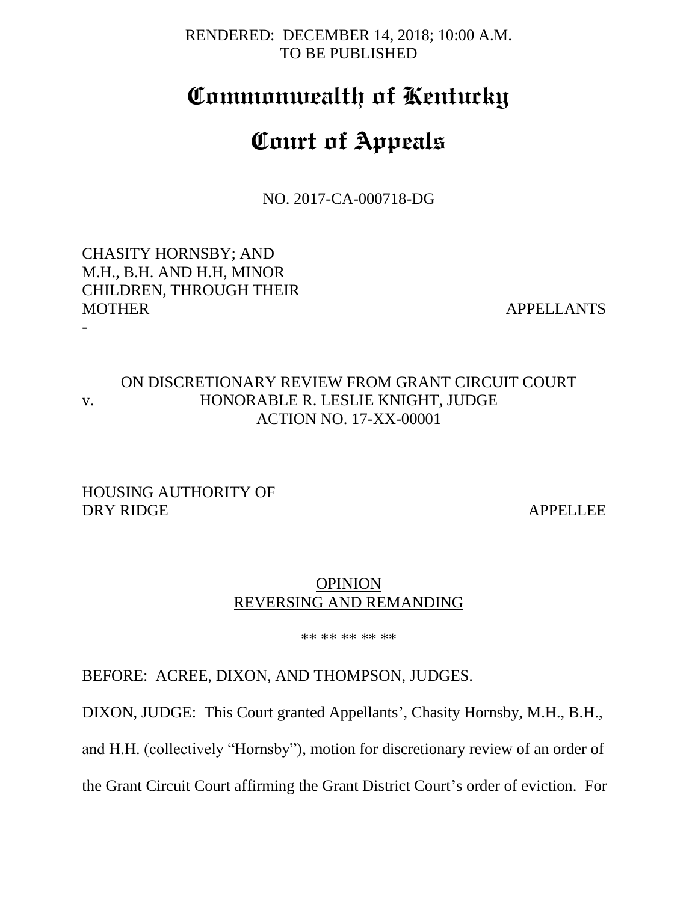RENDERED: DECEMBER 14, 2018; 10:00 A.M.
TO BE PUBLISHED

# Commonwealth of Kentucky

# Court of Appeals

NO. 2017-CA-000718-DG

CHASITY HORNSBY; AND
M.H., B.H. AND H.H, MINOR
CHILDREN, THROUGH THEIR
MOTHER APPELLANTS

-

ON DISCRETIONARY REVIEW FROM GRANT CIRCUIT COURT
v. HONORABLE R. LESLIE KNIGHT, JUDGE
ACTION NO. 17-XX-00001

HOUSING AUTHORITY OF
DRY RIDGE APPELLEE

OPINION
REVERSING AND REMANDING

\*\* \*\* \*\* \*\* \*\*

BEFORE: ACREE, DIXON, AND THOMPSON, JUDGES.

DIXON, JUDGE: This Court granted Appellants', Chasity Hornsby, M.H., B.H., and H.H. (collectively "Hornsby"), motion for discretionary review of an order of the Grant Circuit Court affirming the Grant District Court's order of eviction. For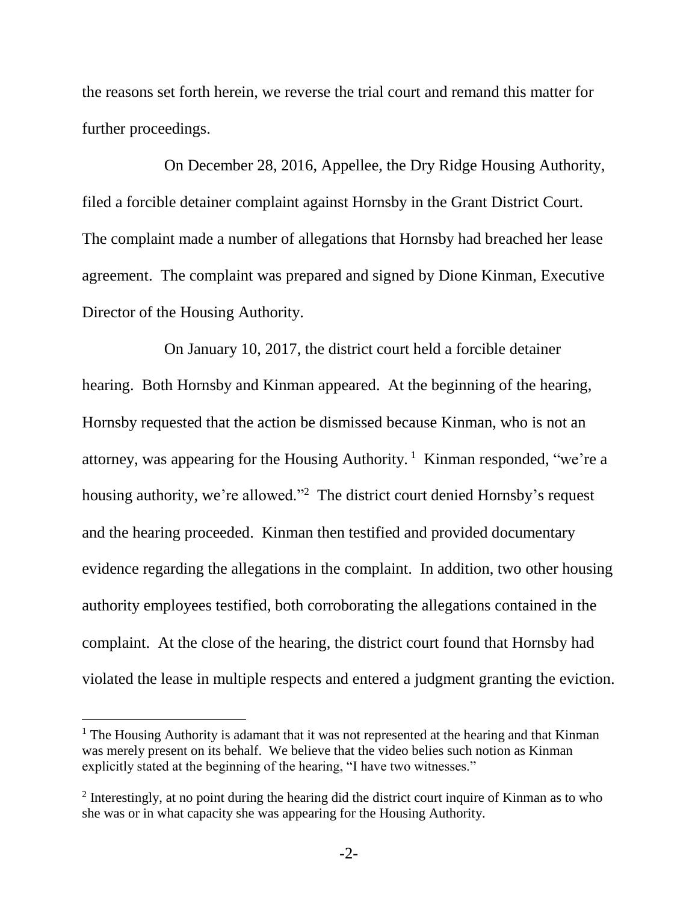the reasons set forth herein, we reverse the trial court and remand this matter for further proceedings.

On December 28, 2016, Appellee, the Dry Ridge Housing Authority, filed a forcible detainer complaint against Hornsby in the Grant District Court. The complaint made a number of allegations that Hornsby had breached her lease agreement. The complaint was prepared and signed by Dione Kinman, Executive Director of the Housing Authority.

On January 10, 2017, the district court held a forcible detainer hearing. Both Hornsby and Kinman appeared. At the beginning of the hearing, Hornsby requested that the action be dismissed because Kinman, who is not an attorney, was appearing for the Housing Authority.[1] Kinman responded, "we're a housing authority, we're allowed."[2] The district court denied Hornsby's request and the hearing proceeded. Kinman then testified and provided documentary evidence regarding the allegations in the complaint. In addition, two other housing authority employees testified, both corroborating the allegations contained in the complaint. At the close of the hearing, the district court found that Hornsby had violated the lease in multiple respects and entered a judgment granting the eviction.

---

[1] The Housing Authority is adamant that it was not represented at the hearing and that Kinman was merely present on its behalf. We believe that the video belies such notion as Kinman explicitly stated at the beginning of the hearing, "I have two witnesses."

[2] Interestingly, at no point during the hearing did the district court inquire of Kinman as to who she was or in what capacity she was appearing for the Housing Authority.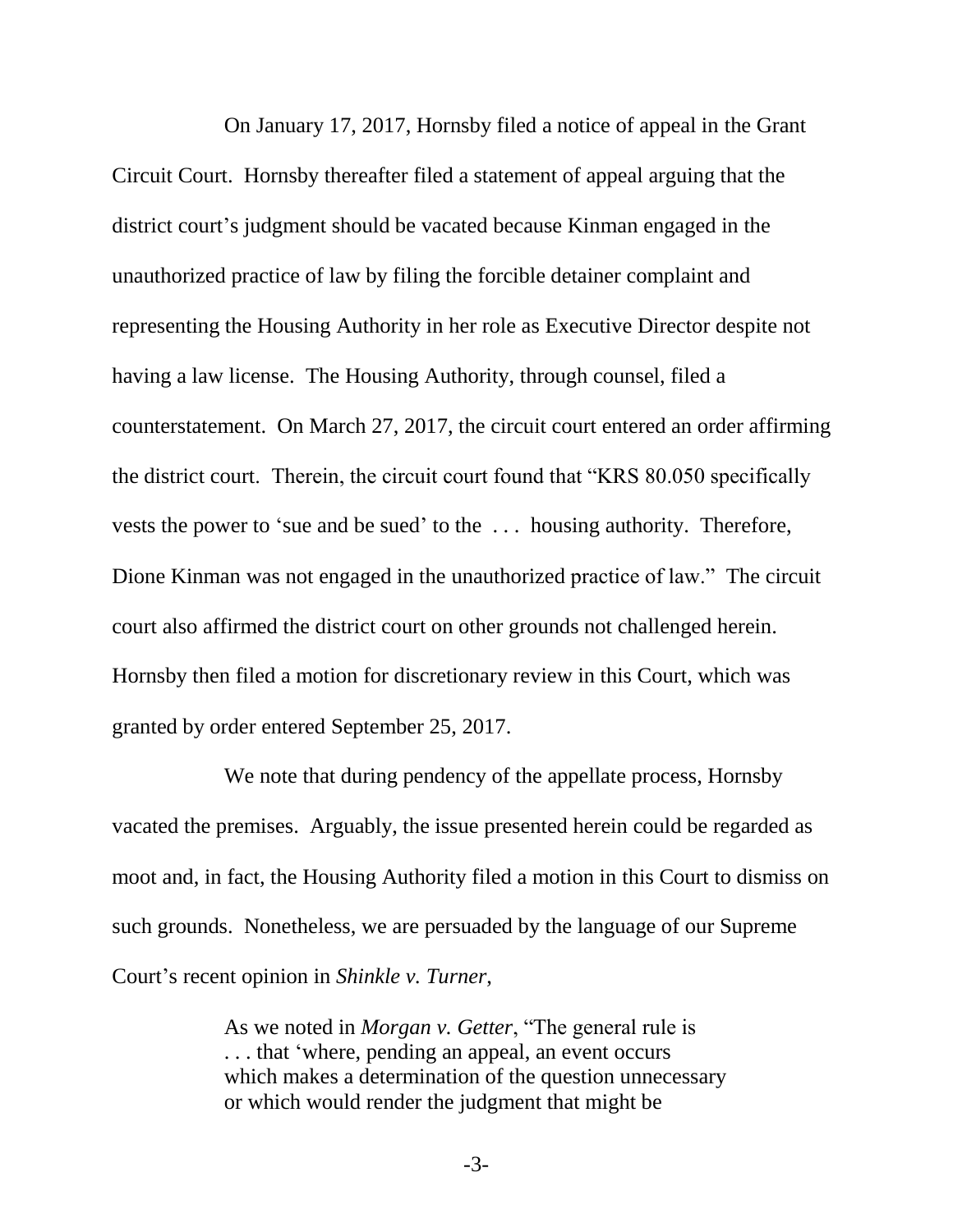On January 17, 2017, Hornsby filed a notice of appeal in the Grant Circuit Court. Hornsby thereafter filed a statement of appeal arguing that the district court's judgment should be vacated because Kinman engaged in the unauthorized practice of law by filing the forcible detainer complaint and representing the Housing Authority in her role as Executive Director despite not having a law license. The Housing Authority, through counsel, filed a counterstatement. On March 27, 2017, the circuit court entered an order affirming the district court. Therein, the circuit court found that "KRS 80.050 specifically vests the power to 'sue and be sued' to the . . . housing authority. Therefore, Dione Kinman was not engaged in the unauthorized practice of law." The circuit court also affirmed the district court on other grounds not challenged herein. Hornsby then filed a motion for discretionary review in this Court, which was granted by order entered September 25, 2017.

We note that during pendency of the appellate process, Hornsby vacated the premises. Arguably, the issue presented herein could be regarded as moot and, in fact, the Housing Authority filed a motion in this Court to dismiss on such grounds. Nonetheless, we are persuaded by the language of our Supreme Court's recent opinion in *Shinkle v. Turner*,

> As we noted in *Morgan v. Getter*, "The general rule is . . . that 'where, pending an appeal, an event occurs which makes a determination of the question unnecessary or which would render the judgment that might be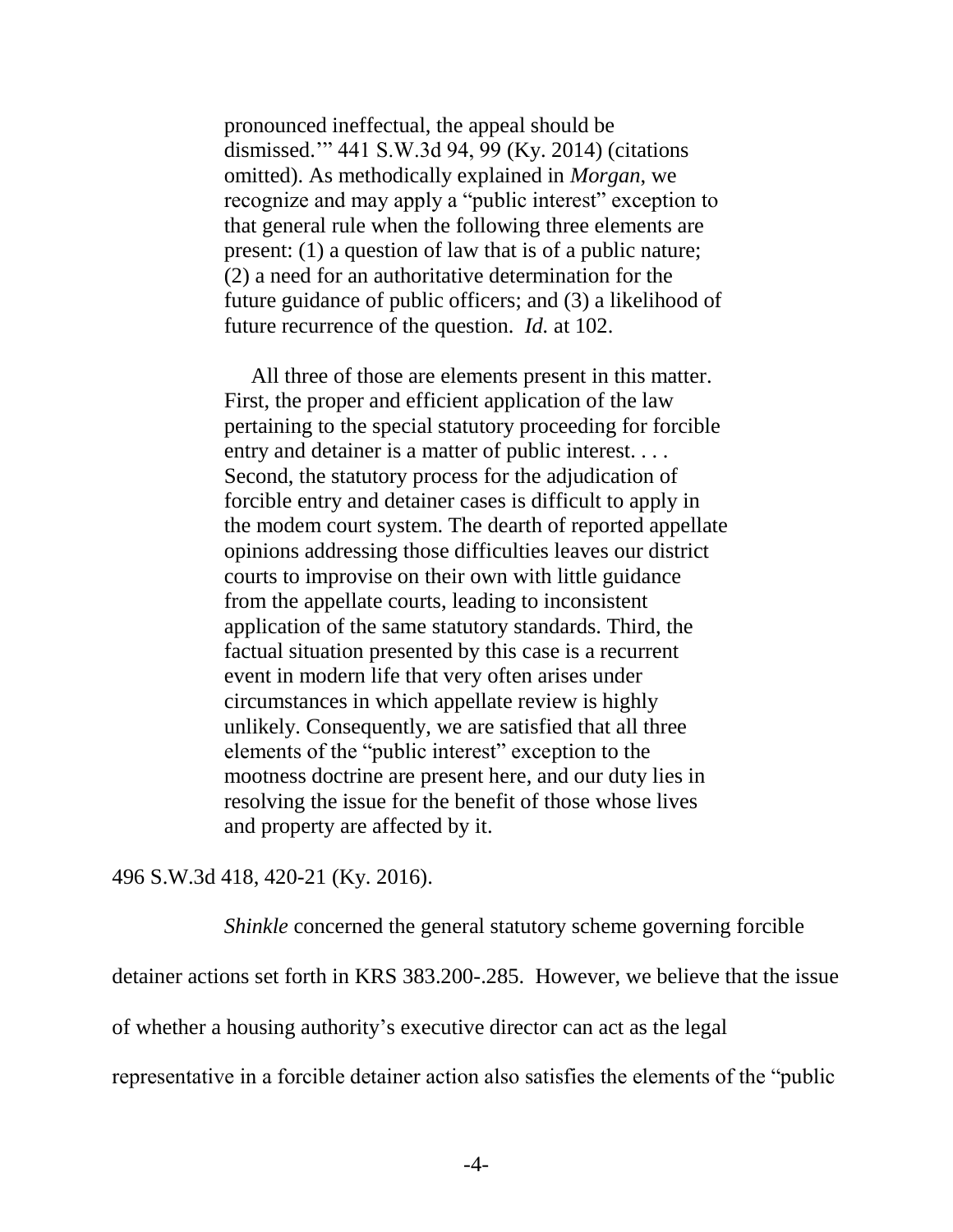> pronounced ineffectual, the appeal should be dismissed.'" 441 S.W.3d 94, 99 (Ky. 2014) (citations omitted). As methodically explained in *Morgan*, we recognize and may apply a "public interest" exception to that general rule when the following three elements are present: (1) a question of law that is of a public nature; (2) a need for an authoritative determination for the future guidance of public officers; and (3) a likelihood of future recurrence of the question. *Id.* at 102.
>
> All three of those are elements present in this matter. First, the proper and efficient application of the law pertaining to the special statutory proceeding for forcible entry and detainer is a matter of public interest. . . . Second, the statutory process for the adjudication of forcible entry and detainer cases is difficult to apply in the modem court system. The dearth of reported appellate opinions addressing those difficulties leaves our district courts to improvise on their own with little guidance from the appellate courts, leading to inconsistent application of the same statutory standards. Third, the factual situation presented by this case is a recurrent event in modern life that very often arises under circumstances in which appellate review is highly unlikely. Consequently, we are satisfied that all three elements of the "public interest" exception to the mootness doctrine are present here, and our duty lies in resolving the issue for the benefit of those whose lives and property are affected by it.

496 S.W.3d 418, 420-21 (Ky. 2016).

*Shinkle* concerned the general statutory scheme governing forcible detainer actions set forth in KRS 383.200-.285. However, we believe that the issue of whether a housing authority's executive director can act as the legal representative in a forcible detainer action also satisfies the elements of the "public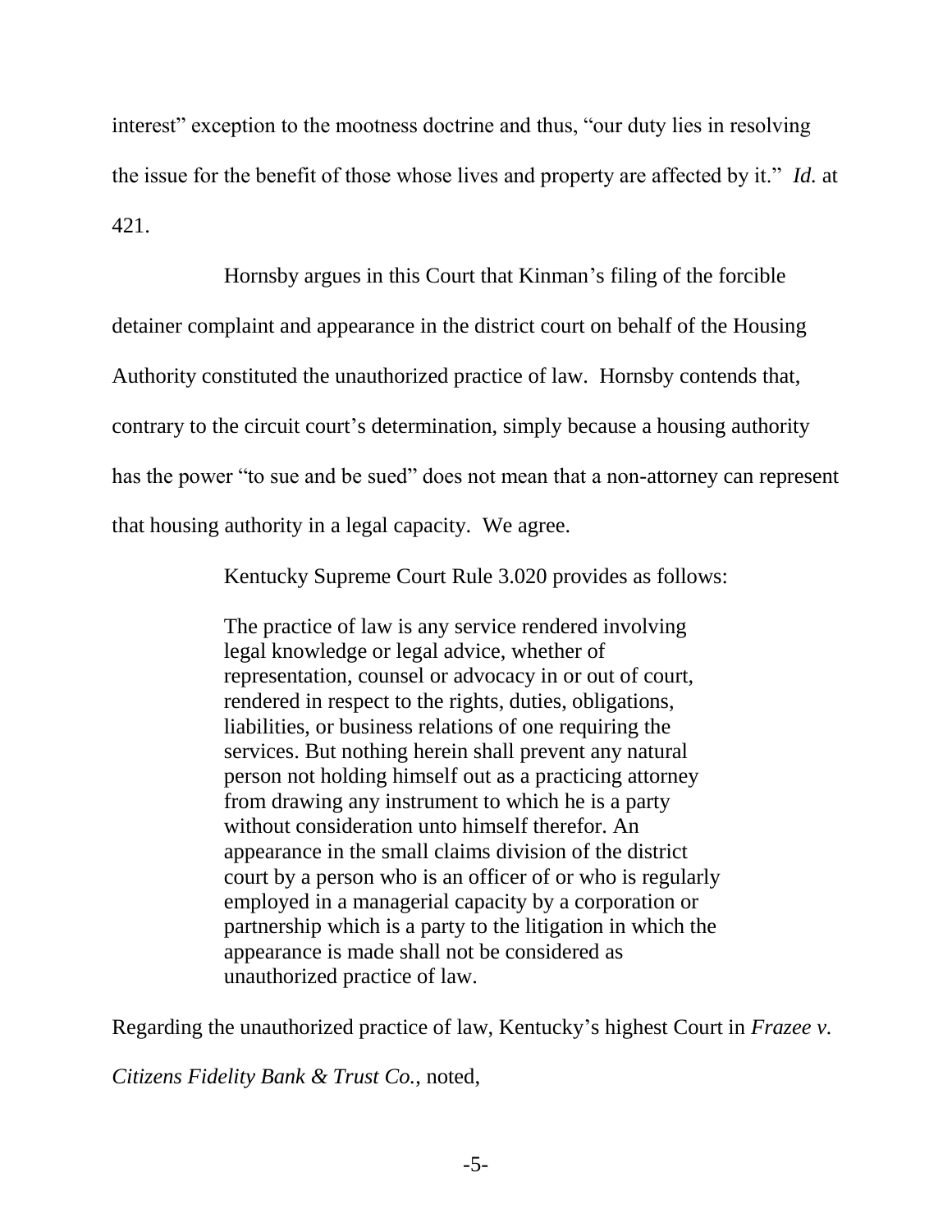interest" exception to the mootness doctrine and thus, "our duty lies in resolving the issue for the benefit of those whose lives and property are affected by it." *Id.* at 421.

Hornsby argues in this Court that Kinman's filing of the forcible detainer complaint and appearance in the district court on behalf of the Housing Authority constituted the unauthorized practice of law. Hornsby contends that, contrary to the circuit court's determination, simply because a housing authority has the power "to sue and be sued" does not mean that a non-attorney can represent that housing authority in a legal capacity. We agree.

Kentucky Supreme Court Rule 3.020 provides as follows:

> The practice of law is any service rendered involving legal knowledge or legal advice, whether of representation, counsel or advocacy in or out of court, rendered in respect to the rights, duties, obligations, liabilities, or business relations of one requiring the services. But nothing herein shall prevent any natural person not holding himself out as a practicing attorney from drawing any instrument to which he is a party without consideration unto himself therefor. An appearance in the small claims division of the district court by a person who is an officer of or who is regularly employed in a managerial capacity by a corporation or partnership which is a party to the litigation in which the appearance is made shall not be considered as unauthorized practice of law.

Regarding the unauthorized practice of law, Kentucky's highest Court in *Frazee v. Citizens Fidelity Bank & Trust Co.*, noted,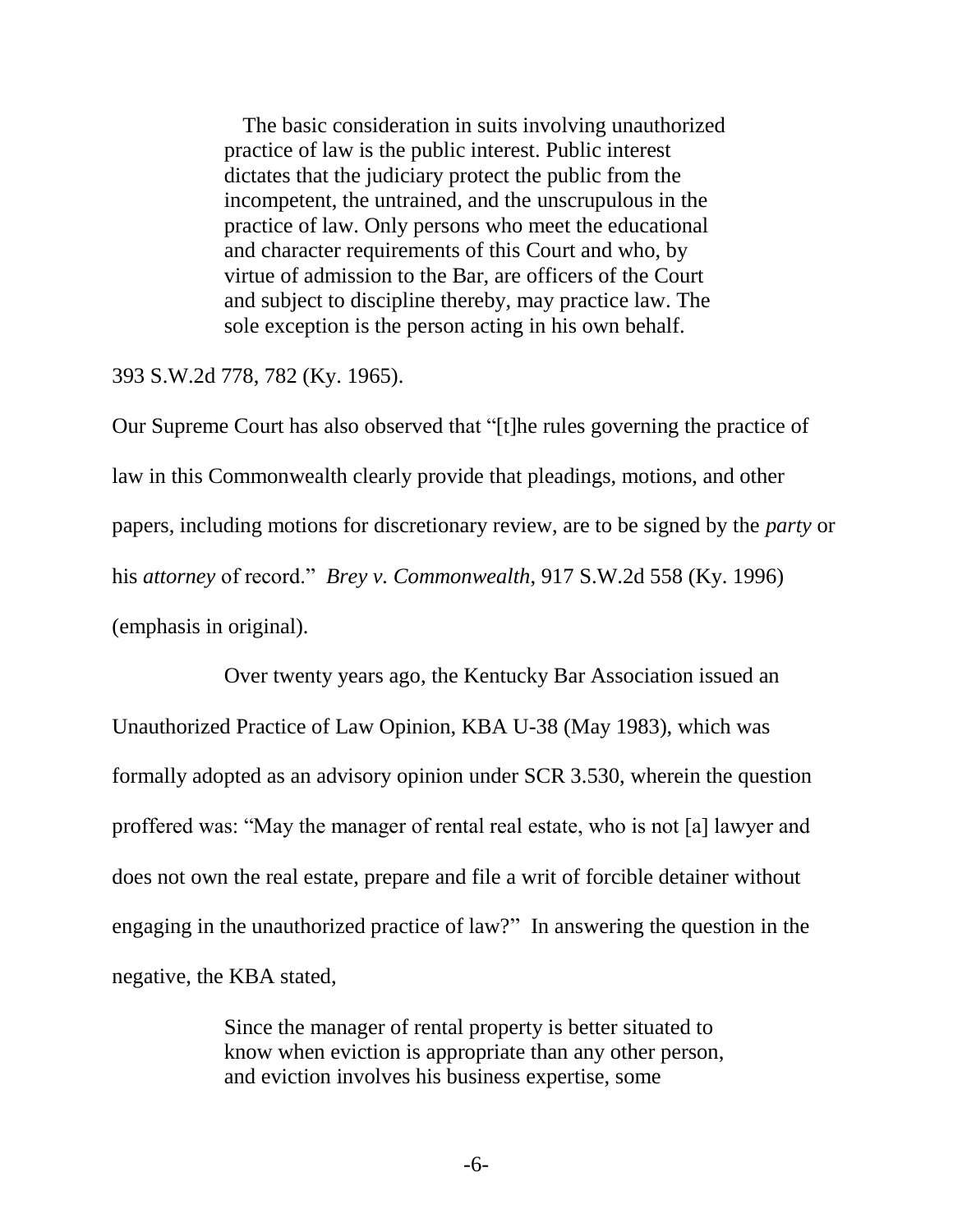> The basic consideration in suits involving unauthorized practice of law is the public interest. Public interest dictates that the judiciary protect the public from the incompetent, the untrained, and the unscrupulous in the practice of law. Only persons who meet the educational and character requirements of this Court and who, by virtue of admission to the Bar, are officers of the Court and subject to discipline thereby, may practice law. The sole exception is the person acting in his own behalf.

393 S.W.2d 778, 782 (Ky. 1965).

Our Supreme Court has also observed that "[t]he rules governing the practice of law in this Commonwealth clearly provide that pleadings, motions, and other papers, including motions for discretionary review, are to be signed by the *party* or his *attorney* of record." *Brey v. Commonwealth*, 917 S.W.2d 558 (Ky. 1996) (emphasis in original).

Over twenty years ago, the Kentucky Bar Association issued an Unauthorized Practice of Law Opinion, KBA U-38 (May 1983), which was formally adopted as an advisory opinion under SCR 3.530, wherein the question proffered was: "May the manager of rental real estate, who is not [a] lawyer and does not own the real estate, prepare and file a writ of forcible detainer without engaging in the unauthorized practice of law?" In answering the question in the negative, the KBA stated,

> Since the manager of rental property is better situated to know when eviction is appropriate than any other person, and eviction involves his business expertise, some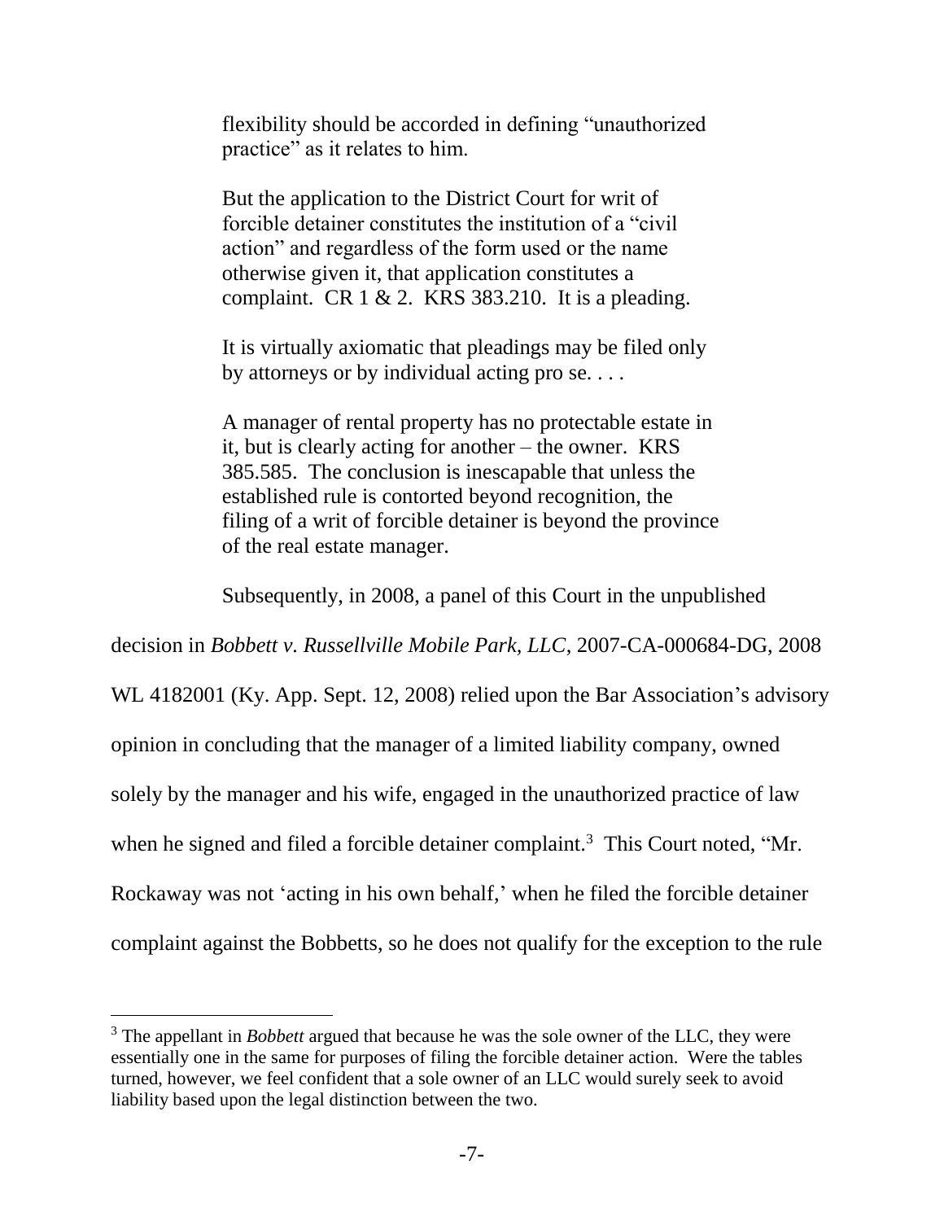> flexibility should be accorded in defining "unauthorized practice" as it relates to him.
>
> But the application to the District Court for writ of forcible detainer constitutes the institution of a "civil action" and regardless of the form used or the name otherwise given it, that application constitutes a complaint. CR 1 & 2. KRS 383.210. It is a pleading.
>
> It is virtually axiomatic that pleadings may be filed only by attorneys or by individual acting pro se. . . .
>
> A manager of rental property has no protectable estate in it, but is clearly acting for another – the owner. KRS 385.585. The conclusion is inescapable that unless the established rule is contorted beyond recognition, the filing of a writ of forcible detainer is beyond the province of the real estate manager.

Subsequently, in 2008, a panel of this Court in the unpublished decision in *Bobbett v. Russellville Mobile Park, LLC*, 2007-CA-000684-DG, 2008 WL 4182001 (Ky. App. Sept. 12, 2008) relied upon the Bar Association's advisory opinion in concluding that the manager of a limited liability company, owned solely by the manager and his wife, engaged in the unauthorized practice of law when he signed and filed a forcible detainer complaint.[3] This Court noted, "Mr. Rockaway was not 'acting in his own behalf,' when he filed the forcible detainer complaint against the Bobbetts, so he does not qualify for the exception to the rule

---

[3] The appellant in *Bobbett* argued that because he was the sole owner of the LLC, they were essentially one in the same for purposes of filing the forcible detainer action. Were the tables turned, however, we feel confident that a sole owner of an LLC would surely seek to avoid liability based upon the legal distinction between the two.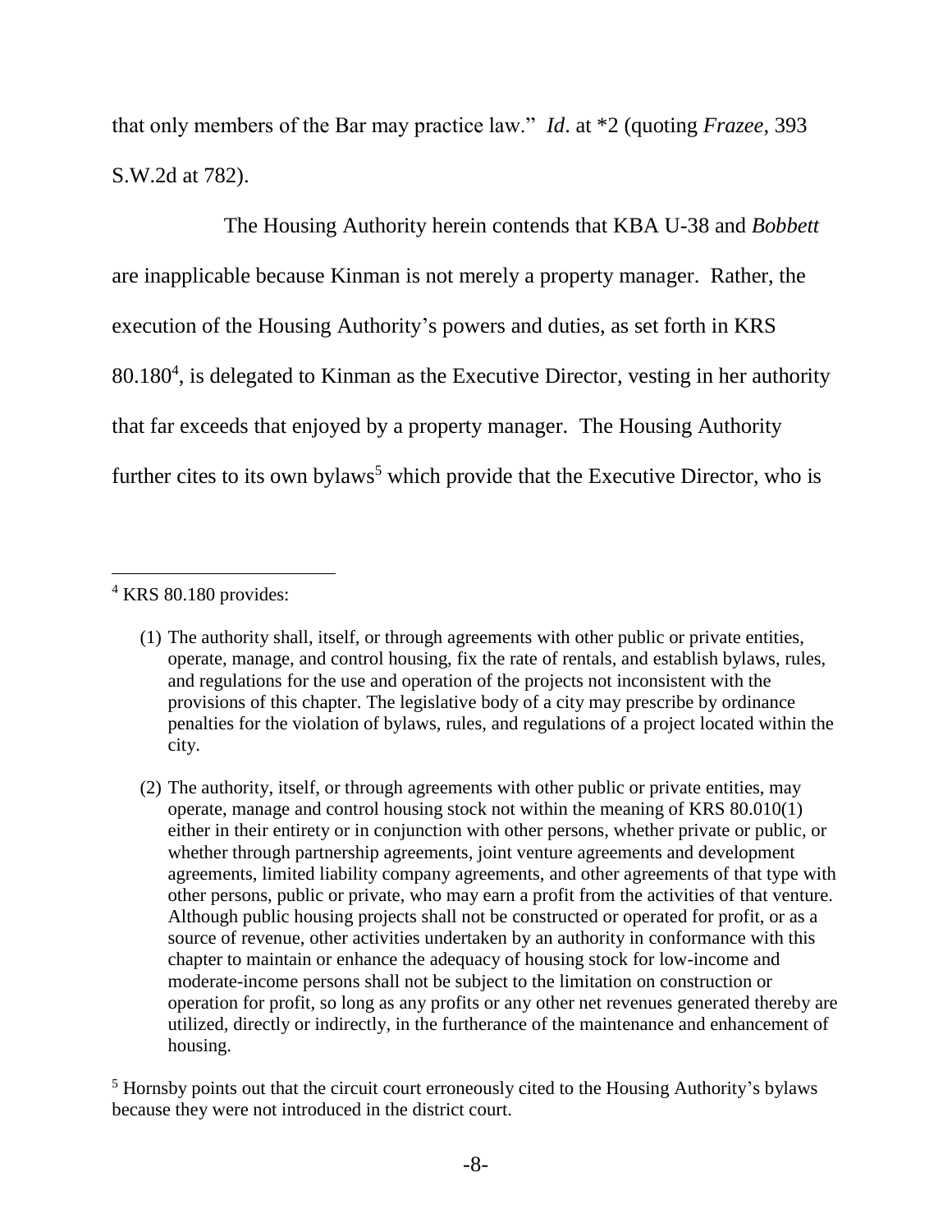that only members of the Bar may practice law." *Id*. at *2 (quoting *Frazee*, 393 S.W.2d at 782).

The Housing Authority herein contends that KBA U-38 and *Bobbett* are inapplicable because Kinman is not merely a property manager. Rather, the execution of the Housing Authority's powers and duties, as set forth in KRS 80.180[4], is delegated to Kinman as the Executive Director, vesting in her authority that far exceeds that enjoyed by a property manager. The Housing Authority further cites to its own bylaws[5] which provide that the Executive Director, who is

---

[4] KRS 80.180 provides:

(1) The authority shall, itself, or through agreements with other public or private entities, operate, manage, and control housing, fix the rate of rentals, and establish bylaws, rules, and regulations for the use and operation of the projects not inconsistent with the provisions of this chapter. The legislative body of a city may prescribe by ordinance penalties for the violation of bylaws, rules, and regulations of a project located within the city.

(2) The authority, itself, or through agreements with other public or private entities, may operate, manage and control housing stock not within the meaning of KRS 80.010(1) either in their entirety or in conjunction with other persons, whether private or public, or whether through partnership agreements, joint venture agreements and development agreements, limited liability company agreements, and other agreements of that type with other persons, public or private, who may earn a profit from the activities of that venture. Although public housing projects shall not be constructed or operated for profit, or as a source of revenue, other activities undertaken by an authority in conformance with this chapter to maintain or enhance the adequacy of housing stock for low-income and moderate-income persons shall not be subject to the limitation on construction or operation for profit, so long as any profits or any other net revenues generated thereby are utilized, directly or indirectly, in the furtherance of the maintenance and enhancement of housing.

[5] Hornsby points out that the circuit court erroneously cited to the Housing Authority's bylaws because they were not introduced in the district court.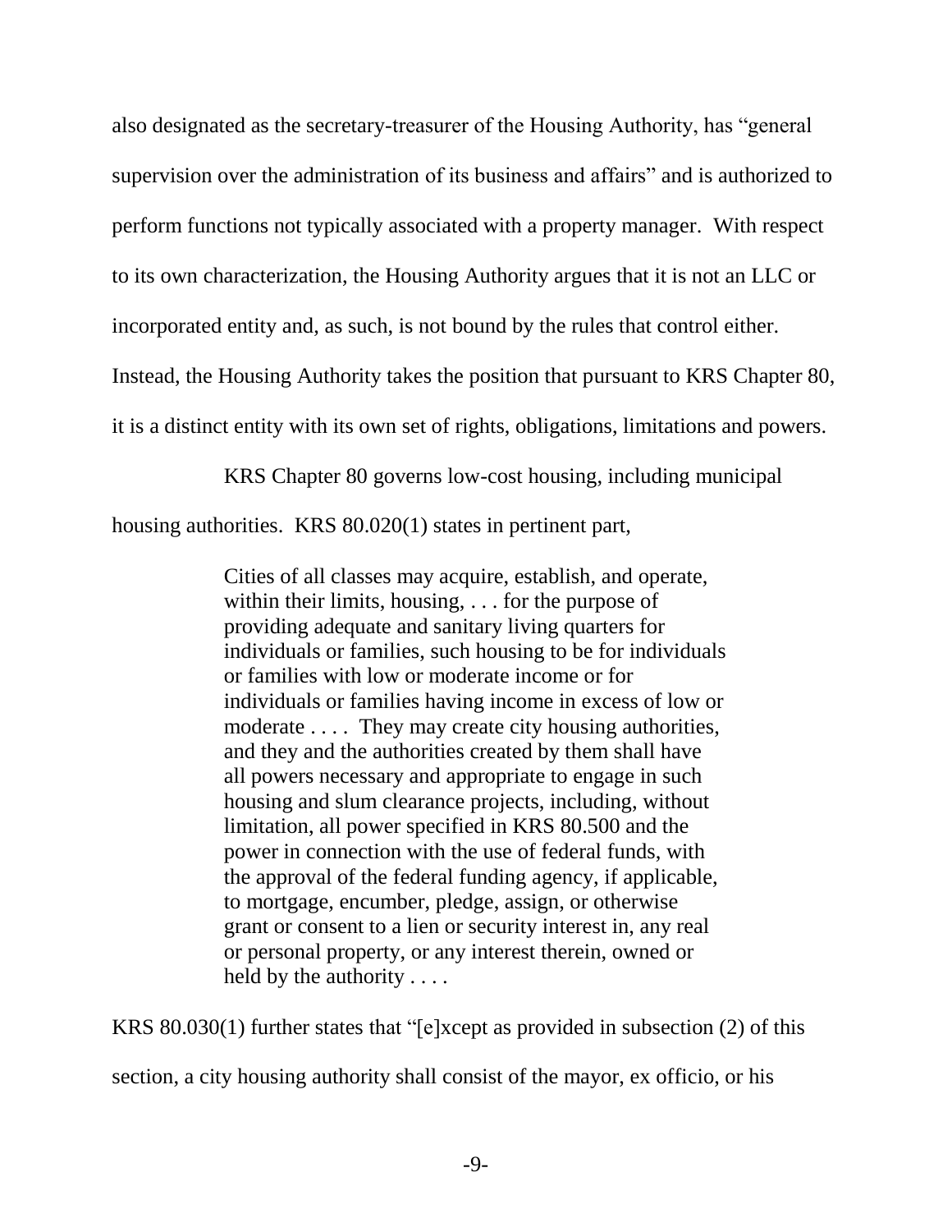also designated as the secretary-treasurer of the Housing Authority, has "general supervision over the administration of its business and affairs" and is authorized to perform functions not typically associated with a property manager. With respect to its own characterization, the Housing Authority argues that it is not an LLC or incorporated entity and, as such, is not bound by the rules that control either. Instead, the Housing Authority takes the position that pursuant to KRS Chapter 80, it is a distinct entity with its own set of rights, obligations, limitations and powers.

KRS Chapter 80 governs low-cost housing, including municipal housing authorities. KRS 80.020(1) states in pertinent part,

> Cities of all classes may acquire, establish, and operate, within their limits, housing, . . . for the purpose of providing adequate and sanitary living quarters for individuals or families, such housing to be for individuals or families with low or moderate income or for individuals or families having income in excess of low or moderate . . . . They may create city housing authorities, and they and the authorities created by them shall have all powers necessary and appropriate to engage in such housing and slum clearance projects, including, without limitation, all power specified in KRS 80.500 and the power in connection with the use of federal funds, with the approval of the federal funding agency, if applicable, to mortgage, encumber, pledge, assign, or otherwise grant or consent to a lien or security interest in, any real or personal property, or any interest therein, owned or held by the authority . . . .

KRS 80.030(1) further states that "[e]xcept as provided in subsection (2) of this section, a city housing authority shall consist of the mayor, ex officio, or his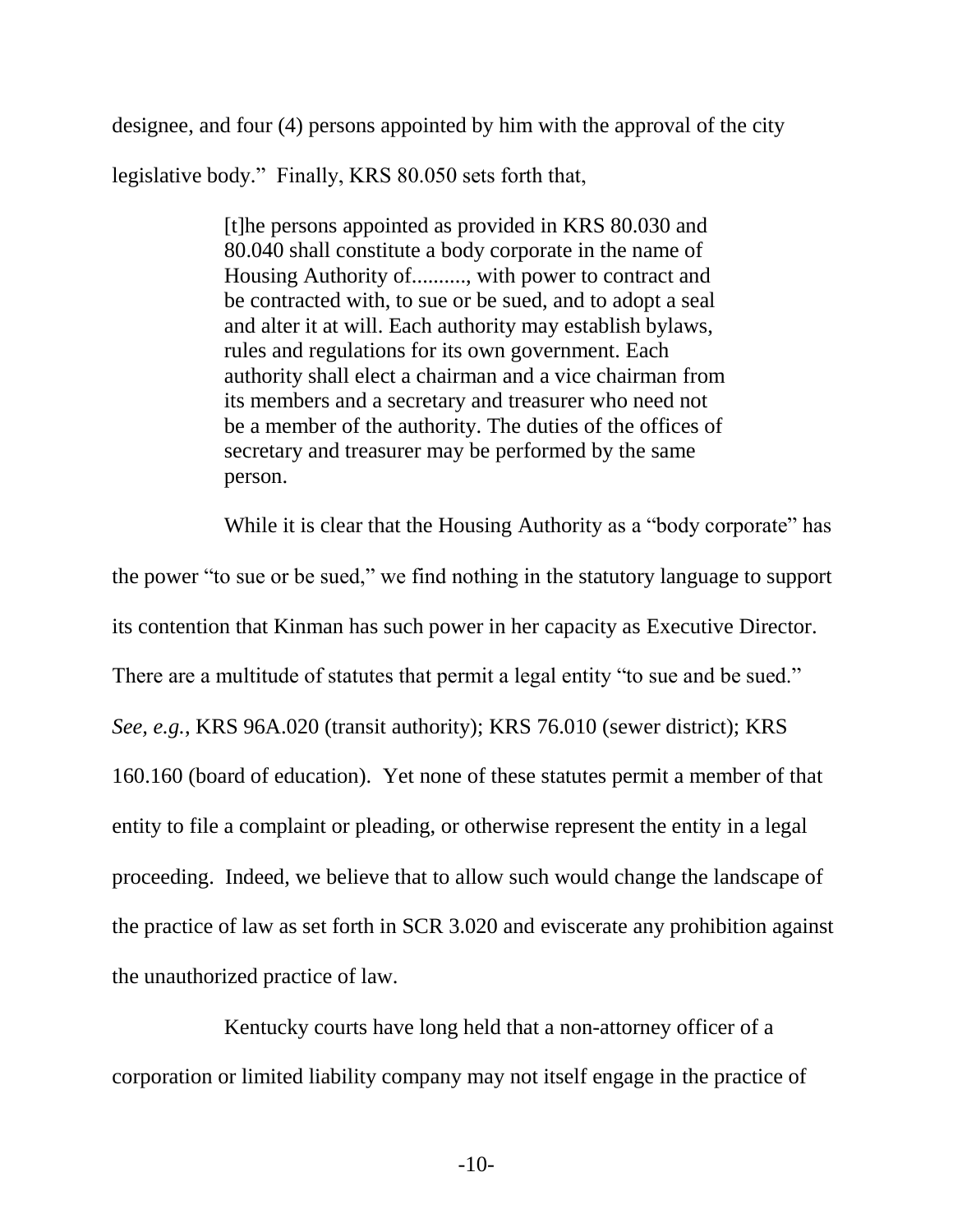designee, and four (4) persons appointed by him with the approval of the city legislative body." Finally, KRS 80.050 sets forth that,

> [t]he persons appointed as provided in KRS 80.030 and 80.040 shall constitute a body corporate in the name of Housing Authority of.........., with power to contract and be contracted with, to sue or be sued, and to adopt a seal and alter it at will. Each authority may establish bylaws, rules and regulations for its own government. Each authority shall elect a chairman and a vice chairman from its members and a secretary and treasurer who need not be a member of the authority. The duties of the offices of secretary and treasurer may be performed by the same person.

While it is clear that the Housing Authority as a "body corporate" has the power "to sue or be sued," we find nothing in the statutory language to support its contention that Kinman has such power in her capacity as Executive Director. There are a multitude of statutes that permit a legal entity "to sue and be sued." *See, e.g.*, KRS 96A.020 (transit authority); KRS 76.010 (sewer district); KRS 160.160 (board of education). Yet none of these statutes permit a member of that entity to file a complaint or pleading, or otherwise represent the entity in a legal proceeding. Indeed, we believe that to allow such would change the landscape of the practice of law as set forth in SCR 3.020 and eviscerate any prohibition against the unauthorized practice of law.

Kentucky courts have long held that a non-attorney officer of a corporation or limited liability company may not itself engage in the practice of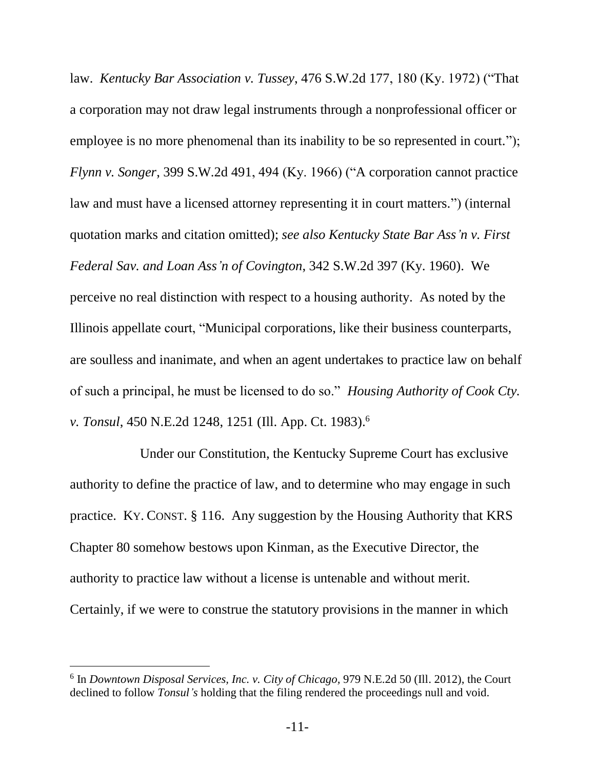law. *Kentucky Bar Association v. Tussey*, 476 S.W.2d 177, 180 (Ky. 1972) ("That a corporation may not draw legal instruments through a nonprofessional officer or employee is no more phenomenal than its inability to be so represented in court."); *Flynn v. Songer*, 399 S.W.2d 491, 494 (Ky. 1966) ("A corporation cannot practice law and must have a licensed attorney representing it in court matters.") (internal quotation marks and citation omitted); *see also Kentucky State Bar Ass'n v. First Federal Sav. and Loan Ass'n of Covington*, 342 S.W.2d 397 (Ky. 1960). We perceive no real distinction with respect to a housing authority. As noted by the Illinois appellate court, "Municipal corporations, like their business counterparts, are soulless and inanimate, and when an agent undertakes to practice law on behalf of such a principal, he must be licensed to do so." *Housing Authority of Cook Cty. v. Tonsul*, 450 N.E.2d 1248, 1251 (Ill. App. Ct. 1983).[6]

Under our Constitution, the Kentucky Supreme Court has exclusive authority to define the practice of law, and to determine who may engage in such practice. KY. CONST. § 116. Any suggestion by the Housing Authority that KRS Chapter 80 somehow bestows upon Kinman, as the Executive Director, the authority to practice law without a license is untenable and without merit. Certainly, if we were to construe the statutory provisions in the manner in which

---

[6] In *Downtown Disposal Services, Inc. v. City of Chicago*, 979 N.E.2d 50 (Ill. 2012), the Court declined to follow *Tonsul's* holding that the filing rendered the proceedings null and void.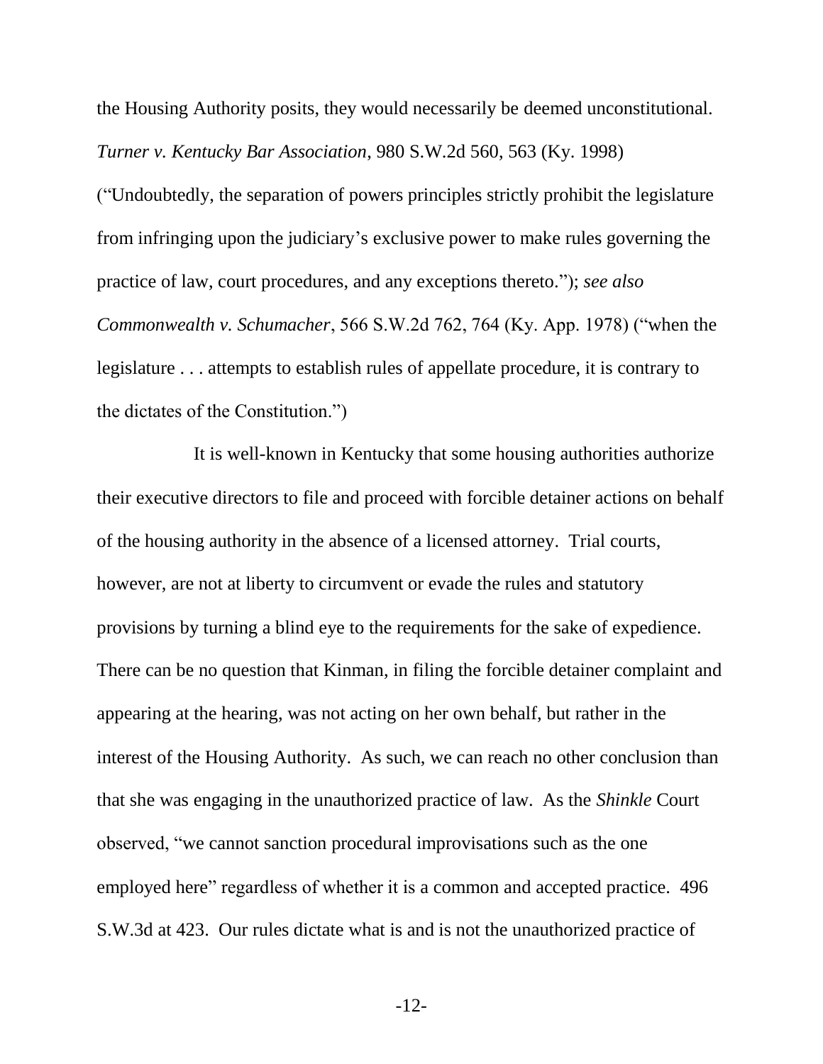the Housing Authority posits, they would necessarily be deemed unconstitutional. *Turner v. Kentucky Bar Association*, 980 S.W.2d 560, 563 (Ky. 1998) ("Undoubtedly, the separation of powers principles strictly prohibit the legislature from infringing upon the judiciary's exclusive power to make rules governing the practice of law, court procedures, and any exceptions thereto."); *see also Commonwealth v. Schumacher*, 566 S.W.2d 762, 764 (Ky. App. 1978) ("when the legislature . . . attempts to establish rules of appellate procedure, it is contrary to the dictates of the Constitution.")

It is well-known in Kentucky that some housing authorities authorize their executive directors to file and proceed with forcible detainer actions on behalf of the housing authority in the absence of a licensed attorney. Trial courts, however, are not at liberty to circumvent or evade the rules and statutory provisions by turning a blind eye to the requirements for the sake of expedience. There can be no question that Kinman, in filing the forcible detainer complaint and appearing at the hearing, was not acting on her own behalf, but rather in the interest of the Housing Authority. As such, we can reach no other conclusion than that she was engaging in the unauthorized practice of law. As the *Shinkle* Court observed, "we cannot sanction procedural improvisations such as the one employed here" regardless of whether it is a common and accepted practice. 496 S.W.3d at 423. Our rules dictate what is and is not the unauthorized practice of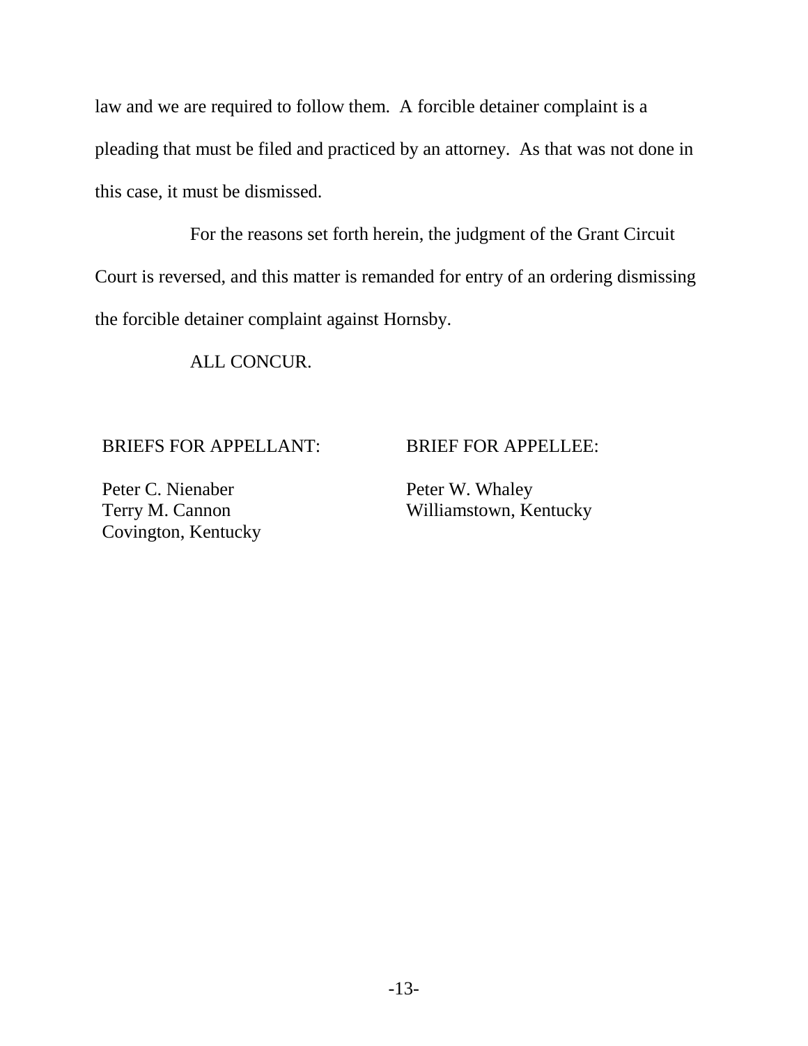law and we are required to follow them. A forcible detainer complaint is a pleading that must be filed and practiced by an attorney. As that was not done in this case, it must be dismissed.

For the reasons set forth herein, the judgment of the Grant Circuit Court is reversed, and this matter is remanded for entry of an ordering dismissing the forcible detainer complaint against Hornsby.

ALL CONCUR.

BRIEFS FOR APPELLANT:

Peter C. Nienaber
Terry M. Cannon
Covington, Kentucky

BRIEF FOR APPELLEE:

Peter W. Whaley
Williamstown, Kentucky